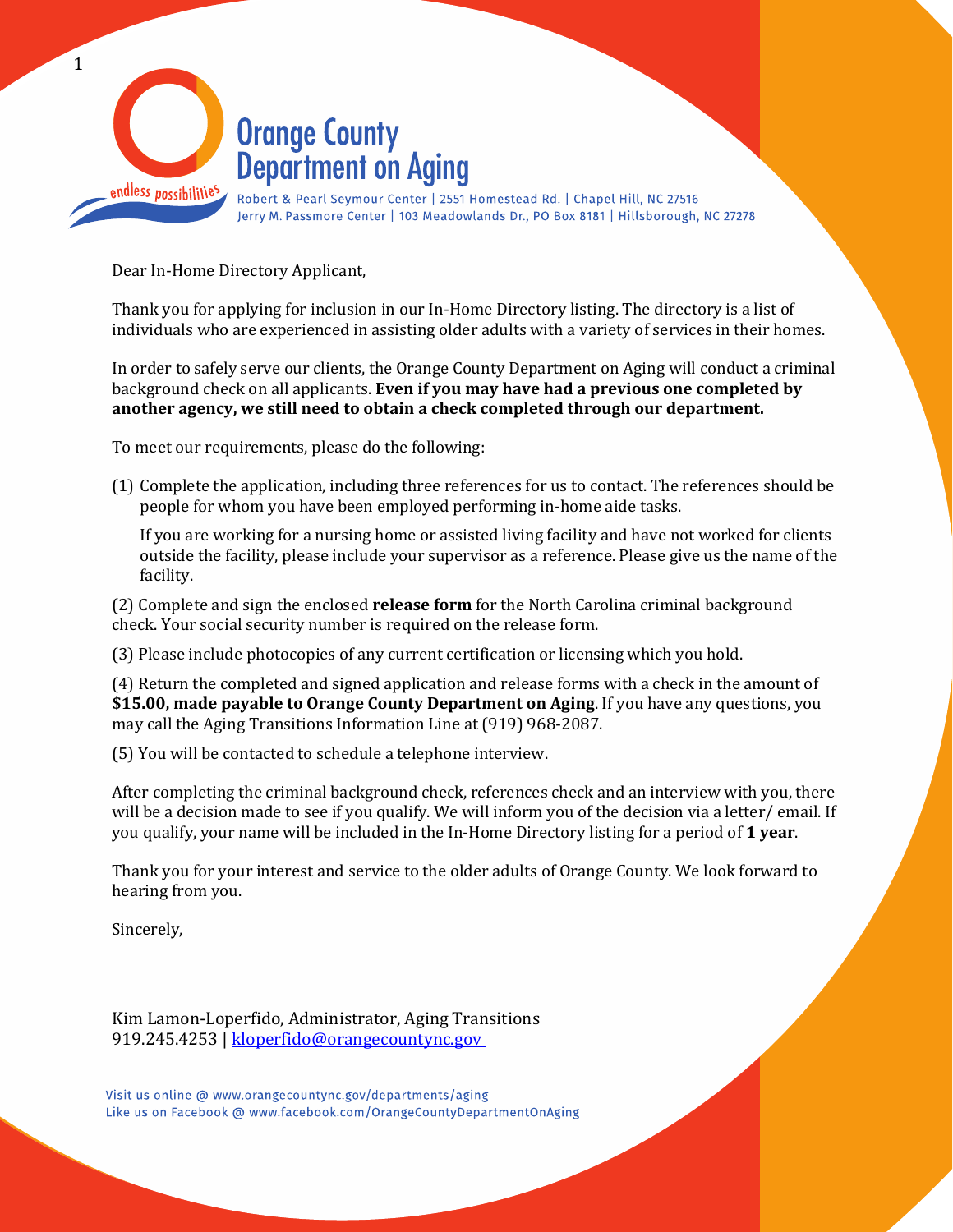# Orange County Department on Aging

endless possibilities

Robert & Pearl Seymour Center | 2551 Homestead Rd. | Chapel Hill, NC 27516
Jerry M. Passmore Center | 103 Meadowlands Dr., PO Box 8181 | Hillsborough, NC 27278

Dear In-Home Directory Applicant,

Thank you for applying for inclusion in our In-Home Directory listing. The directory is a list of individuals who are experienced in assisting older adults with a variety of services in their homes.

In order to safely serve our clients, the Orange County Department on Aging will conduct a criminal background check on all applicants. **Even if you may have had a previous one completed by another agency, we still need to obtain a check completed through our department.**

To meet our requirements, please do the following:

(1) Complete the application, including three references for us to contact. The references should be people for whom you have been employed performing in-home aide tasks.

If you are working for a nursing home or assisted living facility and have not worked for clients outside the facility, please include your supervisor as a reference. Please give us the name of the facility.

(2) Complete and sign the enclosed **release form** for the North Carolina criminal background check. Your social security number is required on the release form.

(3) Please include photocopies of any current certification or licensing which you hold.

(4) Return the completed and signed application and release forms with a check in the amount of **$15.00, made payable to Orange County Department on Aging**. If you have any questions, you may call the Aging Transitions Information Line at (919) 968-2087.

(5) You will be contacted to schedule a telephone interview.

After completing the criminal background check, references check and an interview with you, there will be a decision made to see if you qualify. We will inform you of the decision via a letter/ email. If you qualify, your name will be included in the In-Home Directory listing for a period of **1 year**.

Thank you for your interest and service to the older adults of Orange County. We look forward to hearing from you.

Sincerely,

Kim Lamon-Loperfido, Administrator, Aging Transitions
919.245.4253 | kloperfido@orangecountync.gov

Visit us online @ www.orangecountync.gov/departments/aging
Like us on Facebook @ www.facebook.com/OrangeCountyDepartmentOnAging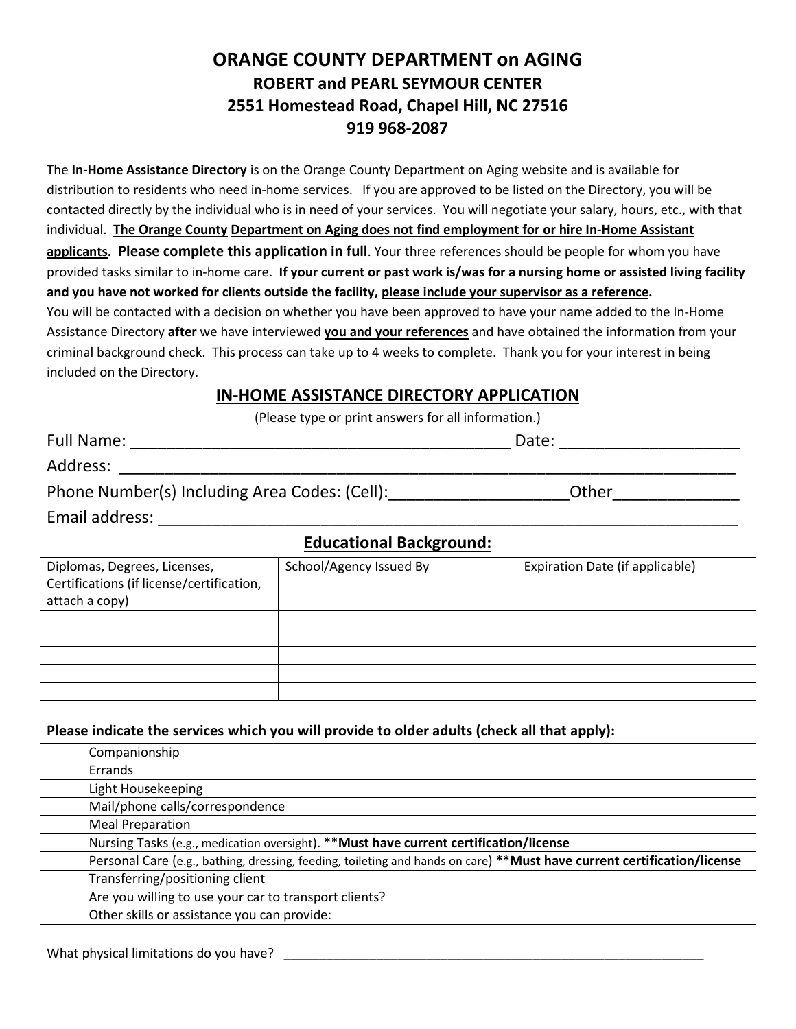# ORANGE COUNTY DEPARTMENT on AGING

## ROBERT and PEARL SEYMOUR CENTER

## 2551 Homestead Road, Chapel Hill, NC 27516

## 919 968-2087

The **In-Home Assistance Directory** is on the Orange County Department on Aging website and is available for distribution to residents who need in-home services. If you are approved to be listed on the Directory, you will be contacted directly by the individual who is in need of your services. You will negotiate your salary, hours, etc., with that individual. **The Orange County Department on Aging does not find employment for or hire In-Home Assistant applicants. Please complete this application in full**. Your three references should be people for whom you have provided tasks similar to in-home care. **If your current or past work is/was for a nursing home or assisted living facility and you have not worked for clients outside the facility, please include your supervisor as a reference.**
You will be contacted with a decision on whether you have been approved to have your name added to the In-Home Assistance Directory **after** we have interviewed **you and your references** and have obtained the information from your criminal background check. This process can take up to 4 weeks to complete. Thank you for your interest in being included on the Directory.

## IN-HOME ASSISTANCE DIRECTORY APPLICATION

(Please type or print answers for all information.)

Full Name: ___________________________________________ Date: ____________________

Address: ________________________________________________________________________

Phone Number(s) Including Area Codes: (Cell):____________________Other______________

Email address: ____________________________________________________________________

## Educational Background:

| Diplomas, Degrees, Licenses, Certifications (if license/certification, attach a copy) | School/Agency Issued By | Expiration Date (if applicable) |
|---|---|---|
| | | |
| | | |
| | | |
| | | |
| | | |

**Please indicate the services which you will provide to older adults (check all that apply):**

| | |
|---|---|
| | Companionship |
| | Errands |
| | Light Housekeeping |
| | Mail/phone calls/correspondence |
| | Meal Preparation |
| | Nursing Tasks (e.g., medication oversight). ****Must have current certification/license** |
| | Personal Care (e.g., bathing, dressing, feeding, toileting and hands on care) ****Must have current certification/license** |
| | Transferring/positioning client |
| | Are you willing to use your car to transport clients? |
| | Other skills or assistance you can provide: |

What physical limitations do you have? _______________________________________________________________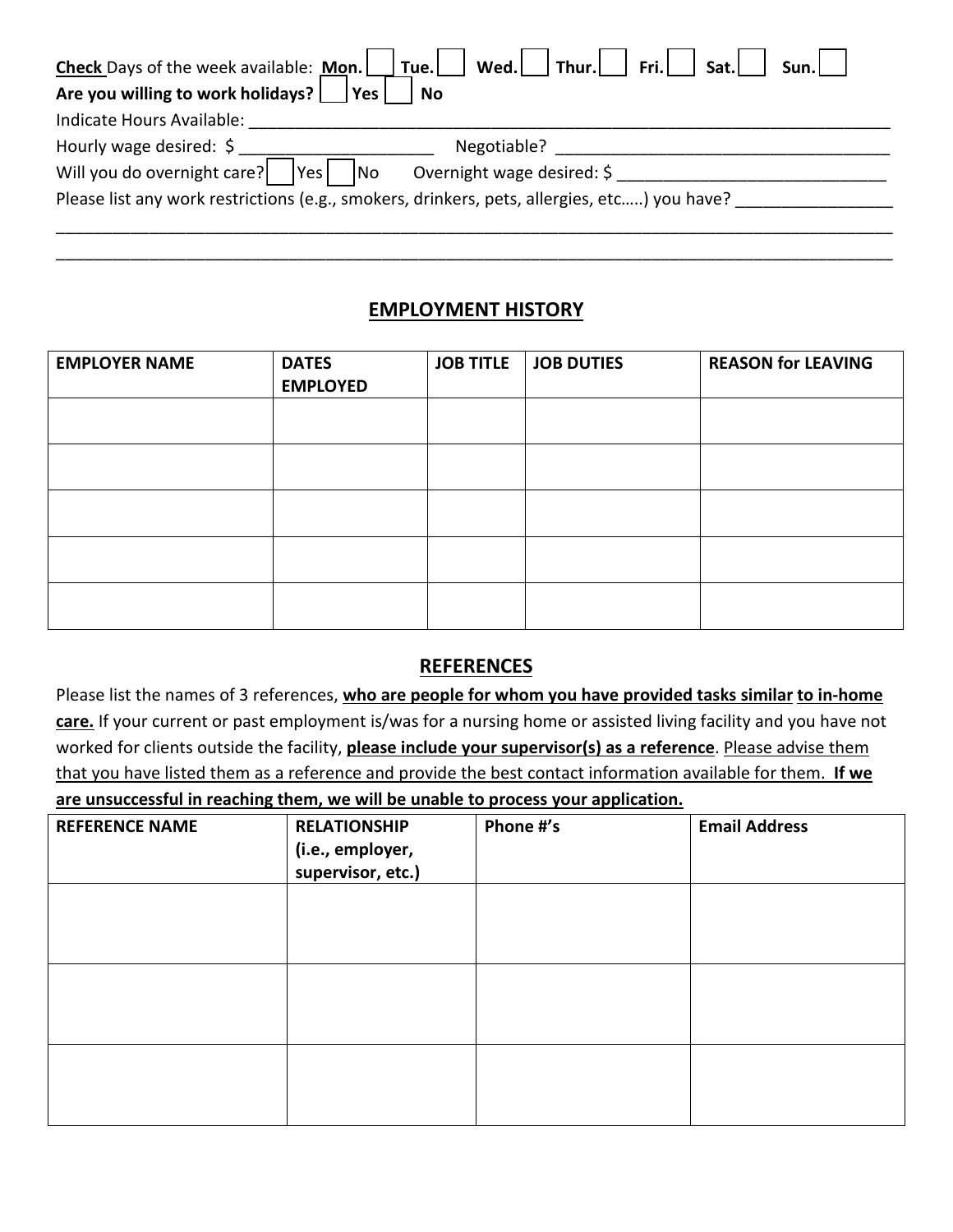**Check** Days of the week available: **Mon.** ☐ **Tue.** ☐ **Wed.** ☐ **Thur.** ☐ **Fri.** ☐ **Sat.** ☐ **Sun.** ☐

**Are you willing to work holidays?** ☐ **Yes** ☐ **No**

Indicate Hours Available: ___________________________________________________________________________

Hourly wage desired: $ _____________________ Negotiable? ___________________________________

Will you do overnight care? ☐ Yes ☐ No Overnight wage desired: $ _____________________________

Please list any work restrictions (e.g., smokers, drinkers, pets, allergies, etc…..) you have? _________________

_______________________________________________________________________________________________

_______________________________________________________________________________________________

## EMPLOYMENT HISTORY

| EMPLOYER NAME | DATES EMPLOYED | JOB TITLE | JOB DUTIES | REASON for LEAVING |
|---|---|---|---|---|
| | | | | |
| | | | | |
| | | | | |
| | | | | |
| | | | | |

## REFERENCES

Please list the names of 3 references, **who are people for whom you have provided tasks similar to in-home care.** If your current or past employment is/was for a nursing home or assisted living facility and you have not worked for clients outside the facility, **please include your supervisor(s) as a reference**. Please advise them that you have listed them as a reference and provide the best contact information available for them. **If we are unsuccessful in reaching them, we will be unable to process your application.**

| REFERENCE NAME | RELATIONSHIP (i.e., employer, supervisor, etc.) | Phone #'s | Email Address |
|---|---|---|---|
| | | | |
| | | | |
| | | | |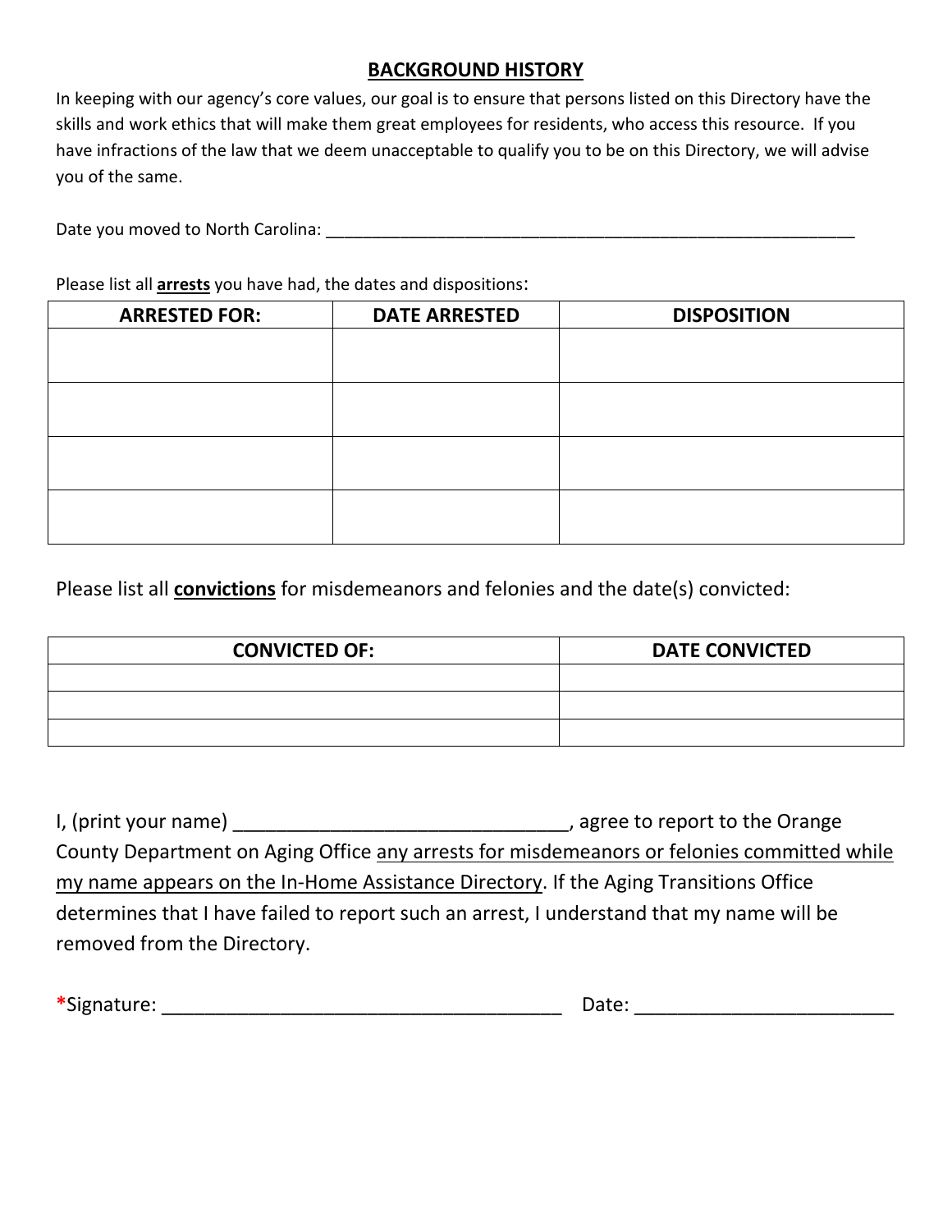## BACKGROUND HISTORY

In keeping with our agency's core values, our goal is to ensure that persons listed on this Directory have the skills and work ethics that will make them great employees for residents, who access this resource. If you have infractions of the law that we deem unacceptable to qualify you to be on this Directory, we will advise you of the same.

Date you moved to North Carolina: ___________________________________________________________

Please list all **arrests** you have had, the dates and dispositions:

| ARRESTED FOR: | DATE ARRESTED | DISPOSITION |
|---|---|---|
| | | |
| | | |
| | | |
| | | |

Please list all **convictions** for misdemeanors and felonies and the date(s) convicted:

| CONVICTED OF: | DATE CONVICTED |
|---|---|
| | |
| | |
| | |

I, (print your name) _______________________________, agree to report to the Orange County Department on Aging Office any arrests for misdemeanors or felonies committed while my name appears on the In-Home Assistance Directory. If the Aging Transitions Office determines that I have failed to report such an arrest, I understand that my name will be removed from the Directory.

*Signature: _____________________________________ Date: ________________________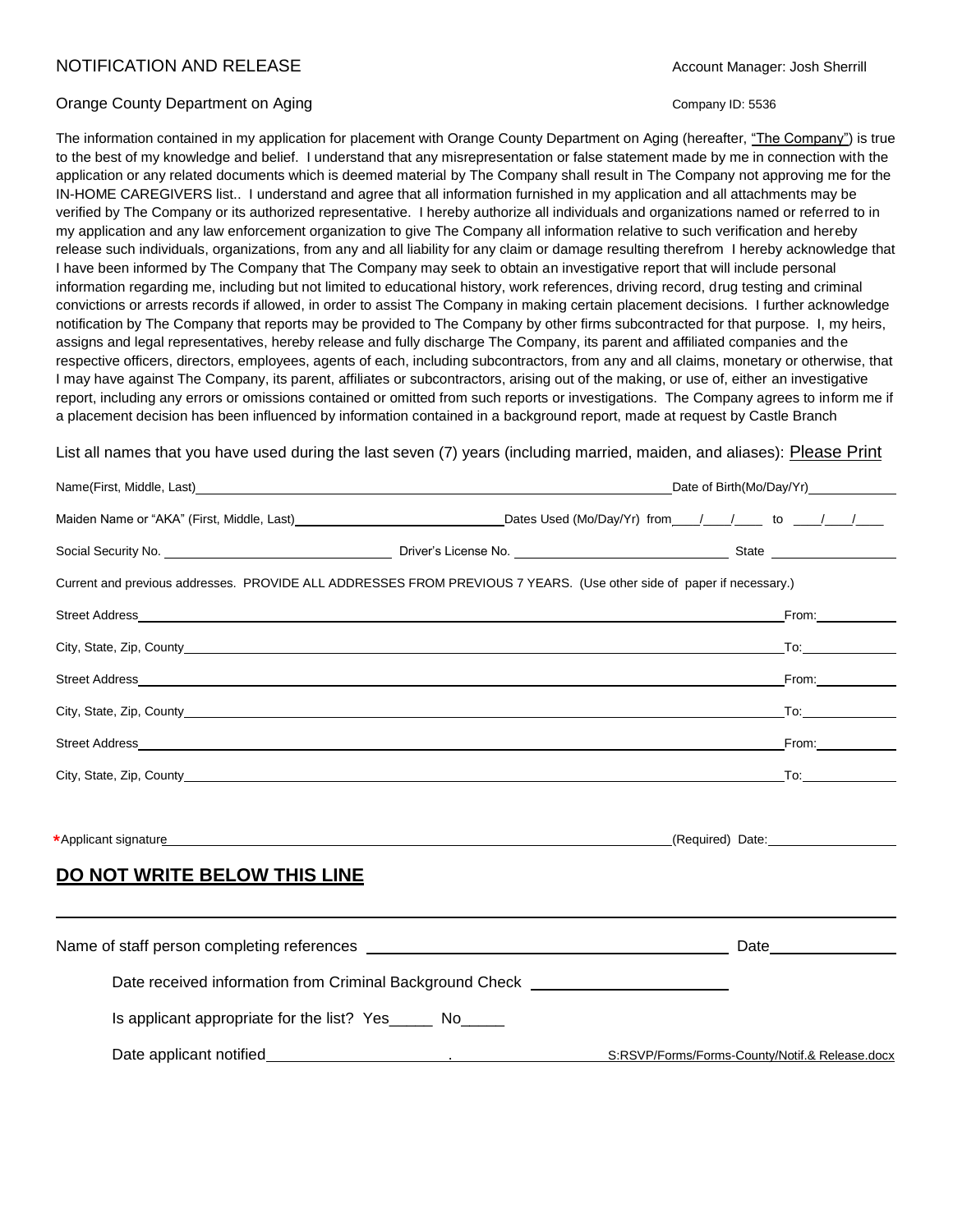NOTIFICATION AND RELEASE

Account Manager: Josh Sherrill

Orange County Department on Aging

Company ID: 5536

The information contained in my application for placement with Orange County Department on Aging (hereafter, "The Company") is true to the best of my knowledge and belief. I understand that any misrepresentation or false statement made by me in connection with the application or any related documents which is deemed material by The Company shall result in The Company not approving me for the IN-HOME CAREGIVERS list.. I understand and agree that all information furnished in my application and all attachments may be verified by The Company or its authorized representative. I hereby authorize all individuals and organizations named or referred to in my application and any law enforcement organization to give The Company all information relative to such verification and hereby release such individuals, organizations, from any and all liability for any claim or damage resulting therefrom I hereby acknowledge that I have been informed by The Company that The Company may seek to obtain an investigative report that will include personal information regarding me, including but not limited to educational history, work references, driving record, drug testing and criminal convictions or arrests records if allowed, in order to assist The Company in making certain placement decisions. I further acknowledge notification by The Company that reports may be provided to The Company by other firms subcontracted for that purpose. I, my heirs, assigns and legal representatives, hereby release and fully discharge The Company, its parent and affiliated companies and the respective officers, directors, employees, agents of each, including subcontractors, from any and all claims, monetary or otherwise, that I may have against The Company, its parent, affiliates or subcontractors, arising out of the making, or use of, either an investigative report, including any errors or omissions contained or omitted from such reports or investigations. The Company agrees to inform me if a placement decision has been influenced by information contained in a background report, made at request by Castle Branch

List all names that you have used during the last seven (7) years (including married, maiden, and aliases): Please Print

Name(First, Middle, Last)\_\_\_\_\_\_\_\_\_\_\_\_\_\_\_\_\_\_\_\_ Date of Birth(Mo/Day/Yr)\_\_\_\_\_\_\_\_

Maiden Name or "AKA" (First, Middle, Last)\_\_\_\_\_\_\_\_\_\_\_\_ Dates Used (Mo/Day/Yr) from\_\_\_/\_\_\_/\_\_\_ to \_\_\_/\_\_\_/\_\_\_

Social Security No. \_\_\_\_\_\_\_\_\_\_\_\_ Driver's License No. \_\_\_\_\_\_\_\_\_\_\_\_ State \_\_\_\_\_\_\_\_

Current and previous addresses. PROVIDE ALL ADDRESSES FROM PREVIOUS 7 YEARS. (Use other side of paper if necessary.)

Street Address\_\_\_\_\_\_\_\_\_\_\_\_\_\_\_\_\_\_\_\_ From:\_\_\_\_\_\_\_\_

City, State, Zip, County\_\_\_\_\_\_\_\_\_\_\_\_\_\_\_\_\_\_\_\_ To:\_\_\_\_\_\_\_\_

Street Address\_\_\_\_\_\_\_\_\_\_\_\_\_\_\_\_\_\_\_\_ From:\_\_\_\_\_\_\_\_

City, State, Zip, County\_\_\_\_\_\_\_\_\_\_\_\_\_\_\_\_\_\_\_\_ To:\_\_\_\_\_\_\_\_

Street Address\_\_\_\_\_\_\_\_\_\_\_\_\_\_\_\_\_\_\_\_ From:\_\_\_\_\_\_\_\_

City, State, Zip, County\_\_\_\_\_\_\_\_\_\_\_\_\_\_\_\_\_\_\_\_ To:\_\_\_\_\_\_\_\_

*Applicant signature\_\_\_\_\_\_\_\_\_\_\_\_\_\_\_\_\_\_\_\_ (Required) Date:\_\_\_\_\_\_\_\_

## DO NOT WRITE BELOW THIS LINE

---

Name of staff person completing references \_\_\_\_\_\_\_\_\_\_\_\_\_\_\_\_\_\_\_\_ Date\_\_\_\_\_\_\_\_

Date received information from Criminal Background Check \_\_\_\_\_\_\_\_\_\_\_\_

Is applicant appropriate for the list? Yes\_\_\_\_\_ No\_\_\_\_\_

Date applicant notified\_\_\_\_\_\_\_\_\_\_\_\_ .

S:RSVP/Forms/Forms-County/Notif.& Release.docx